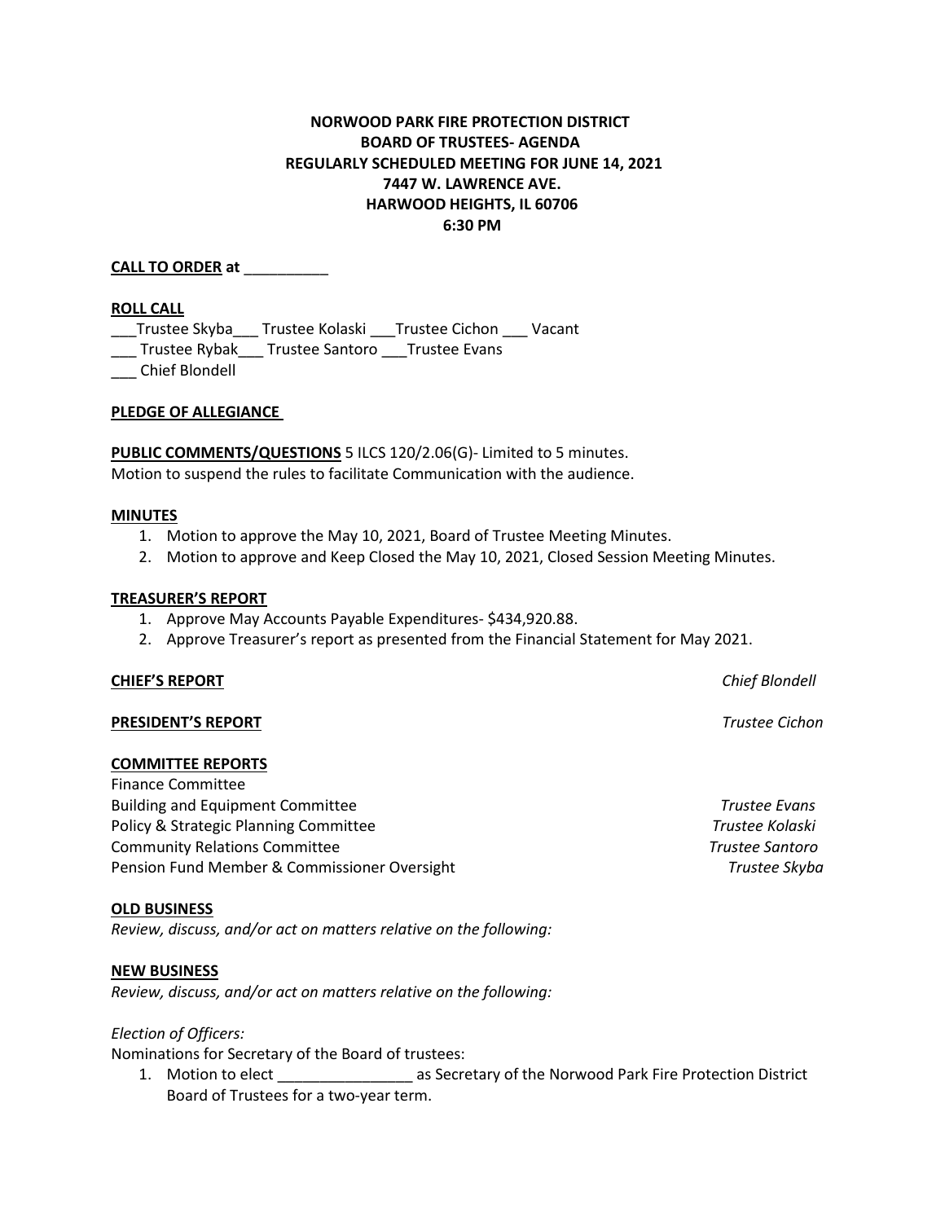**NORWOOD PARK FIRE PROTECTION DISTRICT**
**BOARD OF TRUSTEES- AGENDA**
**REGULARLY SCHEDULED MEETING FOR JUNE 14, 2021**
**7447 W. LAWRENCE AVE.**
**HARWOOD HEIGHTS, IL 60706**
**6:30 PM**

**CALL TO ORDER at** __________

**ROLL CALL**

___Trustee Skyba___ Trustee Kolaski ___Trustee Cichon ___ Vacant
___ Trustee Rybak___ Trustee Santoro ___Trustee Evans
___ Chief Blondell

**PLEDGE OF ALLEGIANCE**

**PUBLIC COMMENTS/QUESTIONS** 5 ILCS 120/2.06(G)- Limited to 5 minutes.
Motion to suspend the rules to facilitate Communication with the audience.

**MINUTES**

1. Motion to approve the May 10, 2021, Board of Trustee Meeting Minutes.
2. Motion to approve and Keep Closed the May 10, 2021, Closed Session Meeting Minutes.

**TREASURER'S REPORT**

1. Approve May Accounts Payable Expenditures- $434,920.88.
2. Approve Treasurer's report as presented from the Financial Statement for May 2021.

**CHIEF'S REPORT** *Chief Blondell*

**PRESIDENT'S REPORT** *Trustee Cichon*

**COMMITTEE REPORTS**

Finance Committee
Building and Equipment Committee *Trustee Evans*
Policy & Strategic Planning Committee *Trustee Kolaski*
Community Relations Committee *Trustee Santoro*
Pension Fund Member & Commissioner Oversight *Trustee Skyba*

**OLD BUSINESS**

*Review, discuss, and/or act on matters relative on the following:*

**NEW BUSINESS**

*Review, discuss, and/or act on matters relative on the following:*

*Election of Officers:*

Nominations for Secretary of the Board of trustees:

1. Motion to elect ________________ as Secretary of the Norwood Park Fire Protection District Board of Trustees for a two-year term.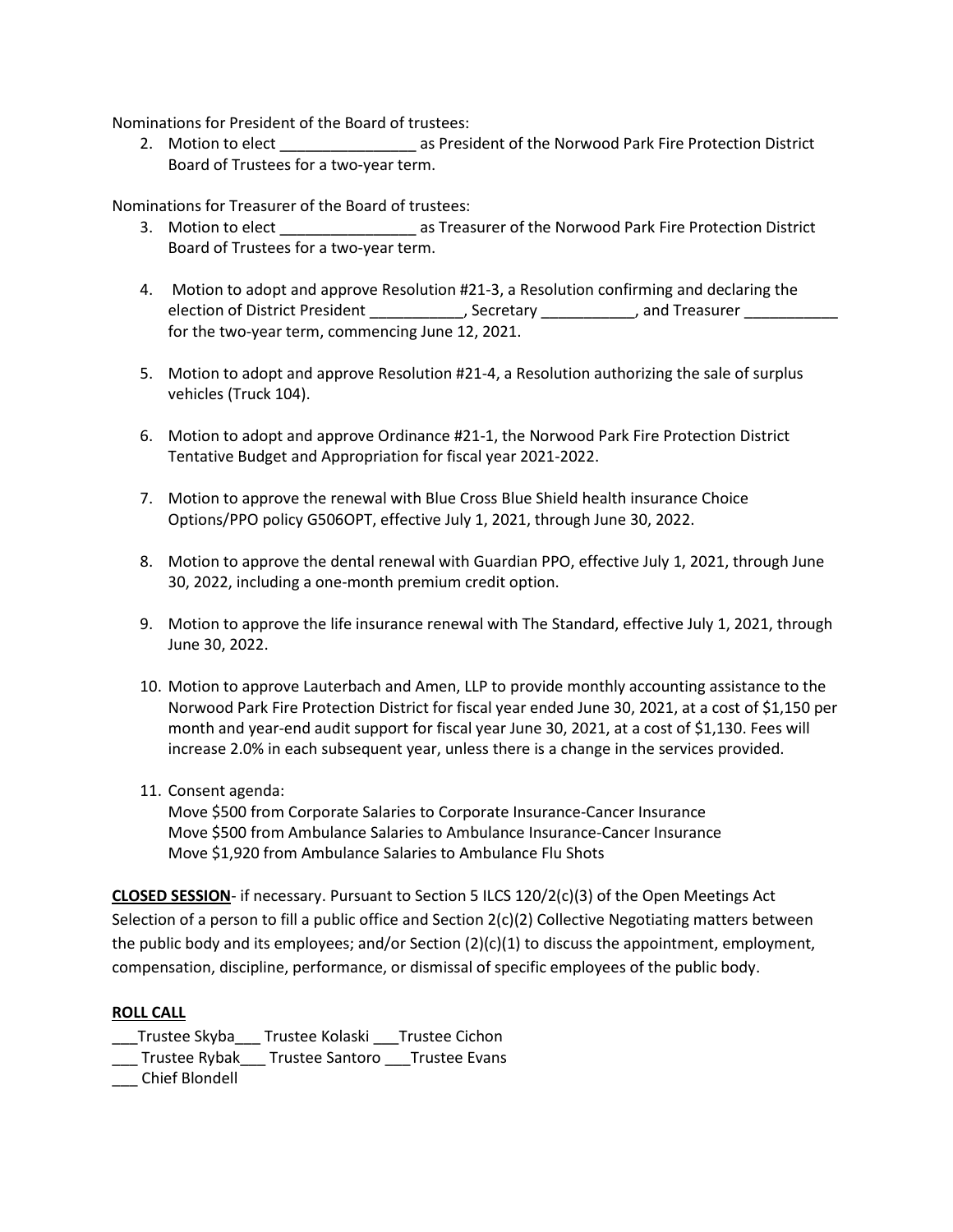Nominations for President of the Board of trustees:

2. Motion to elect ________________ as President of the Norwood Park Fire Protection District Board of Trustees for a two-year term.

Nominations for Treasurer of the Board of trustees:

3. Motion to elect ________________ as Treasurer of the Norwood Park Fire Protection District Board of Trustees for a two-year term.

4. Motion to adopt and approve Resolution #21-3, a Resolution confirming and declaring the election of District President ___________, Secretary ___________, and Treasurer ___________ for the two-year term, commencing June 12, 2021.

5. Motion to adopt and approve Resolution #21-4, a Resolution authorizing the sale of surplus vehicles (Truck 104).

6. Motion to adopt and approve Ordinance #21-1, the Norwood Park Fire Protection District Tentative Budget and Appropriation for fiscal year 2021-2022.

7. Motion to approve the renewal with Blue Cross Blue Shield health insurance Choice Options/PPO policy G506OPT, effective July 1, 2021, through June 30, 2022.

8. Motion to approve the dental renewal with Guardian PPO, effective July 1, 2021, through June 30, 2022, including a one-month premium credit option.

9. Motion to approve the life insurance renewal with The Standard, effective July 1, 2021, through June 30, 2022.

10. Motion to approve Lauterbach and Amen, LLP to provide monthly accounting assistance to the Norwood Park Fire Protection District for fiscal year ended June 30, 2021, at a cost of $1,150 per month and year-end audit support for fiscal year June 30, 2021, at a cost of $1,130. Fees will increase 2.0% in each subsequent year, unless there is a change in the services provided.

11. Consent agenda:
    Move $500 from Corporate Salaries to Corporate Insurance-Cancer Insurance
    Move $500 from Ambulance Salaries to Ambulance Insurance-Cancer Insurance
    Move $1,920 from Ambulance Salaries to Ambulance Flu Shots

**CLOSED SESSION**- if necessary. Pursuant to Section 5 ILCS 120/2(c)(3) of the Open Meetings Act Selection of a person to fill a public office and Section 2(c)(2) Collective Negotiating matters between the public body and its employees; and/or Section (2)(c)(1) to discuss the appointment, employment, compensation, discipline, performance, or dismissal of specific employees of the public body.

**ROLL CALL**

___Trustee Skyba___ Trustee Kolaski ___Trustee Cichon
___ Trustee Rybak___ Trustee Santoro ___Trustee Evans
___ Chief Blondell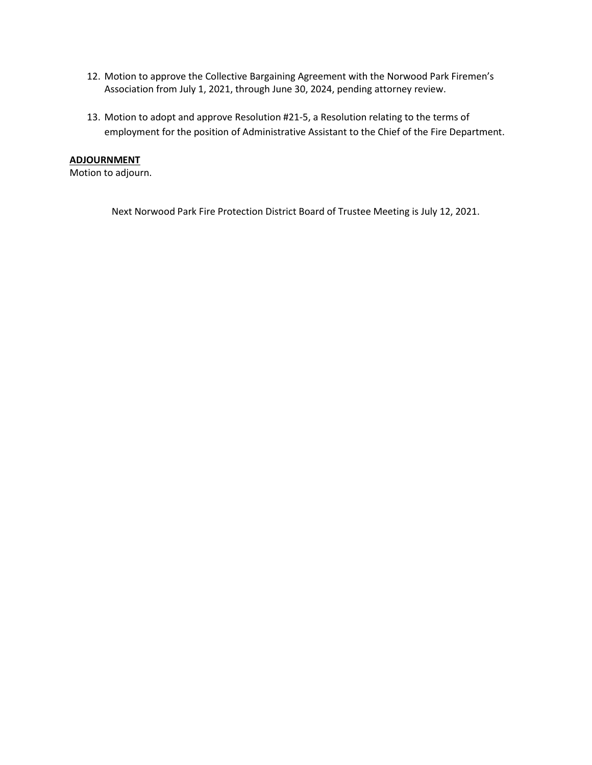12. Motion to approve the Collective Bargaining Agreement with the Norwood Park Firemen's Association from July 1, 2021, through June 30, 2024, pending attorney review.

13. Motion to adopt and approve Resolution #21-5, a Resolution relating to the terms of employment for the position of Administrative Assistant to the Chief of the Fire Department.

**ADJOURNMENT**

Motion to adjourn.

Next Norwood Park Fire Protection District Board of Trustee Meeting is July 12, 2021.